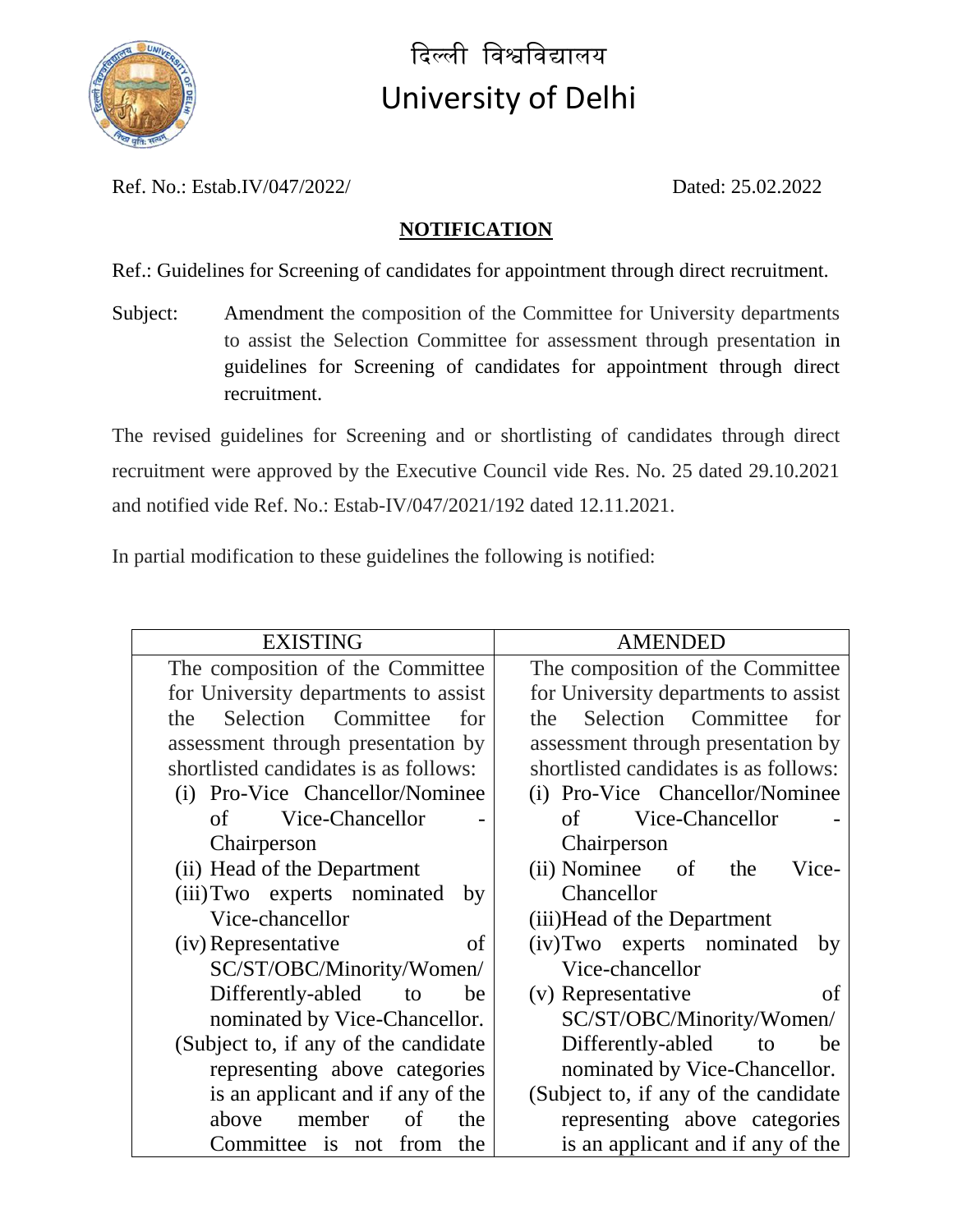दिल्ली विश्वविद्यालय

# University of Delhi

Ref. No.: Estab.IV/047/2022/ Dated: 25.02.2022

## NOTIFICATION

Ref.: Guidelines for Screening of candidates for appointment through direct recruitment.

Subject: Amendment the composition of the Committee for University departments to assist the Selection Committee for assessment through presentation in guidelines for Screening of candidates for appointment through direct recruitment.

The revised guidelines for Screening and or shortlisting of candidates through direct recruitment were approved by the Executive Council vide Res. No. 25 dated 29.10.2021 and notified vide Ref. No.: Estab-IV/047/2021/192 dated 12.11.2021.

In partial modification to these guidelines the following is notified:

| EXISTING | AMENDED |
|---|---|
| The composition of the Committee for University departments to assist the Selection Committee for assessment through presentation by shortlisted candidates is as follows:<br>(i) Pro-Vice Chancellor/Nominee of Vice-Chancellor - Chairperson<br>(ii) Head of the Department<br>(iii) Two experts nominated by Vice-chancellor<br>(iv) Representative of SC/ST/OBC/Minority/Women/ Differently-abled to be nominated by Vice-Chancellor.<br>(Subject to, if any of the candidate representing above categories is an applicant and if any of the above member of the Committee is not from the | The composition of the Committee for University departments to assist the Selection Committee for assessment through presentation by shortlisted candidates is as follows:<br>(i) Pro-Vice Chancellor/Nominee of Vice-Chancellor - Chairperson<br>(ii) Nominee of the Vice-Chancellor<br>(iii) Head of the Department<br>(iv) Two experts nominated by Vice-chancellor<br>(v) Representative of SC/ST/OBC/Minority/Women/ Differently-abled to be nominated by Vice-Chancellor.<br>(Subject to, if any of the candidate representing above categories is an applicant and if any of the |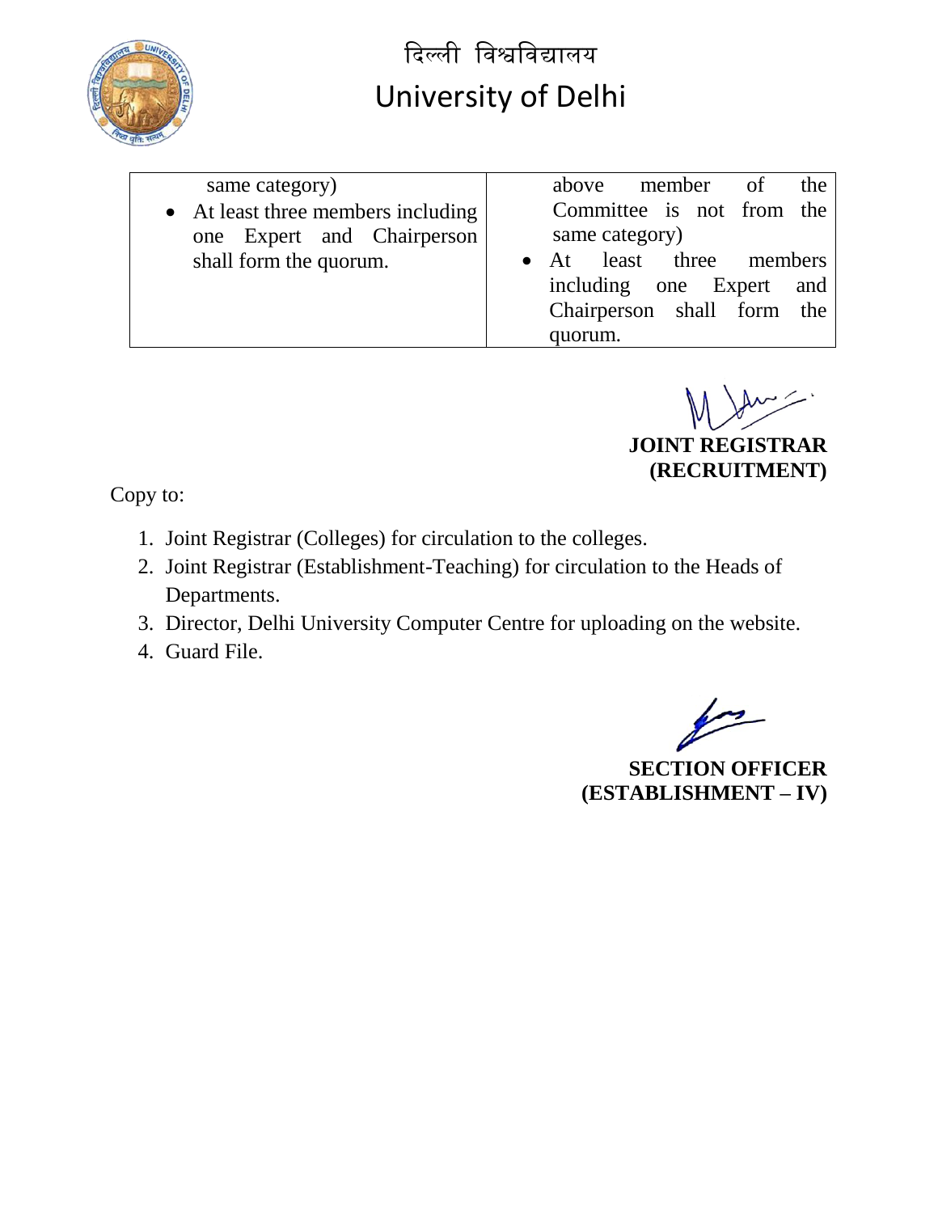दिल्ली विश्वविद्यालय
University of Delhi

| | |
|---|---|
| same category)<br>• At least three members including one Expert and Chairperson shall form the quorum. | above member of the Committee is not from the same category)<br>• At least three members including one Expert and Chairperson shall form the quorum. |

**JOINT REGISTRAR**
**(RECRUITMENT)**

Copy to:

1. Joint Registrar (Colleges) for circulation to the colleges.
2. Joint Registrar (Establishment-Teaching) for circulation to the Heads of Departments.
3. Director, Delhi University Computer Centre for uploading on the website.
4. Guard File.

**SECTION OFFICER**
**(ESTABLISHMENT – IV)**